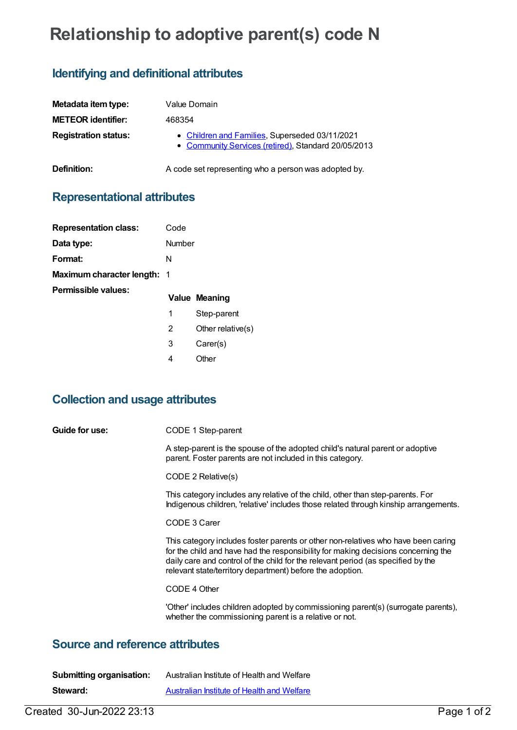# Relationship to adoptive parent(s) code N

## Identifying and definitional attributes

| | |
|---|---|
| **Metadata item type:** | Value Domain |
| **METEOR identifier:** | 468354 |
| **Registration status:** | • Children and Families, Superseded 03/11/2021<br>• Community Services (retired), Standard 20/05/2013 |
| **Definition:** | A code set representing who a person was adopted by. |

## Representational attributes

| | |
|---|---|
| **Representation class:** | Code |
| **Data type:** | Number |
| **Format:** | N |
| **Maximum character length:** | 1 |

**Permissible values:**

| Value | Meaning |
|---|---|
| 1 | Step-parent |
| 2 | Other relative(s) |
| 3 | Carer(s) |
| 4 | Other |

## Collection and usage attributes

**Guide for use:**

CODE 1 Step-parent

A step-parent is the spouse of the adopted child's natural parent or adoptive parent. Foster parents are not included in this category.

CODE 2 Relative(s)

This category includes any relative of the child, other than step-parents. For Indigenous children, 'relative' includes those related through kinship arrangements.

CODE 3 Carer

This category includes foster parents or other non-relatives who have been caring for the child and have had the responsibility for making decisions concerning the daily care and control of the child for the relevant period (as specified by the relevant state/territory department) before the adoption.

CODE 4 Other

'Other' includes children adopted by commissioning parent(s) (surrogate parents), whether the commissioning parent is a relative or not.

## Source and reference attributes

| | |
|---|---|
| **Submitting organisation:** | Australian Institute of Health and Welfare |
| **Steward:** | Australian Institute of Health and Welfare |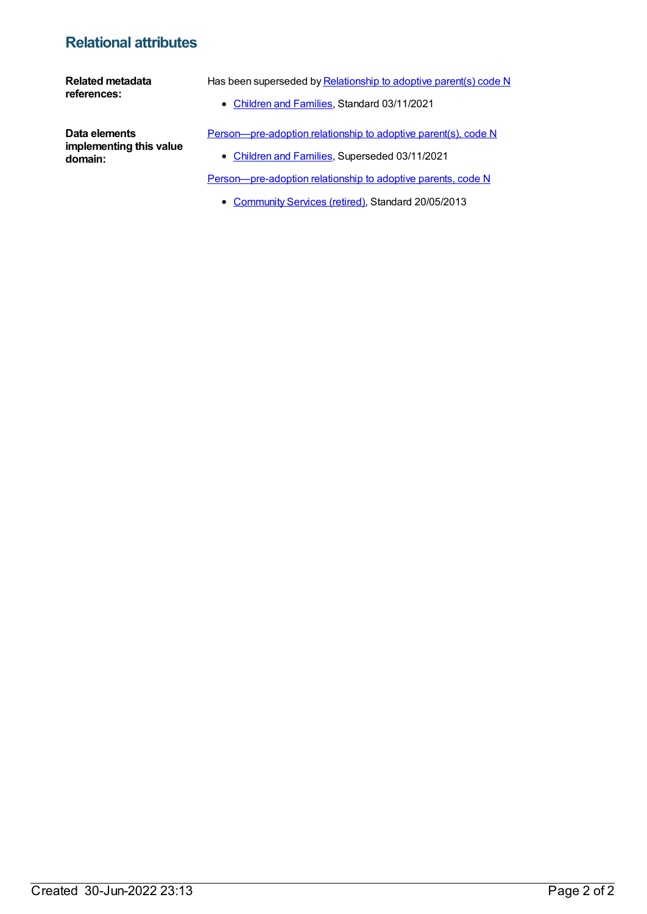## Relational attributes

**Related metadata references:**

Has been superseded by Relationship to adoptive parent(s) code N

- Children and Families, Standard 03/11/2021

**Data elements implementing this value domain:**

Person—pre-adoption relationship to adoptive parent(s), code N

- Children and Families, Superseded 03/11/2021

Person—pre-adoption relationship to adoptive parents, code N

- Community Services (retired), Standard 20/05/2013